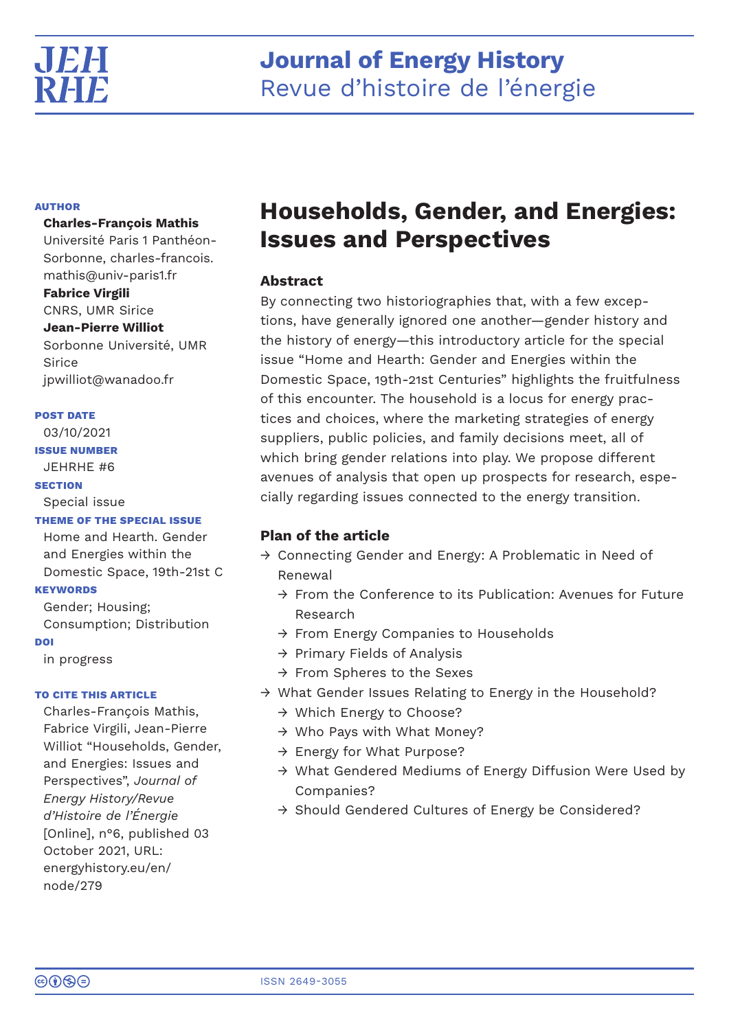# Households, Gender, and Energies: Issues and Perspectives

**AUTHOR**

**Charles-François Mathis**
Université Paris 1 Panthéon-Sorbonne, charles-francois.mathis@univ-paris1.fr

**Fabrice Virgili**
CNRS, UMR Sirice

**Jean-Pierre Williot**
Sorbonne Université, UMR Sirice
jpwilliot@wanadoo.fr

**POST DATE**
03/10/2021

**ISSUE NUMBER**
JEHRHE #6

**SECTION**
Special issue

**THEME OF THE SPECIAL ISSUE**
Home and Hearth. Gender and Energies within the Domestic Space, 19th-21st C

**KEYWORDS**
Gender; Housing; Consumption; Distribution

**DOI**
in progress

**TO CITE THIS ARTICLE**
Charles-François Mathis, Fabrice Virgili, Jean-Pierre Williot "Households, Gender, and Energies: Issues and Perspectives", *Journal of Energy History/Revue d'Histoire de l'Énergie* [Online], n°6, published 03 October 2021, URL: energyhistory.eu/en/node/279

### Abstract

By connecting two historiographies that, with a few exceptions, have generally ignored one another—gender history and the history of energy—this introductory article for the special issue "Home and Hearth: Gender and Energies within the Domestic Space, 19th-21st Centuries" highlights the fruitfulness of this encounter. The household is a locus for energy practices and choices, where the marketing strategies of energy suppliers, public policies, and family decisions meet, all of which bring gender relations into play. We propose different avenues of analysis that open up prospects for research, especially regarding issues connected to the energy transition.

### Plan of the article

- Connecting Gender and Energy: A Problematic in Need of Renewal
  - From the Conference to its Publication: Avenues for Future Research
  - From Energy Companies to Households
  - Primary Fields of Analysis
  - From Spheres to the Sexes
- What Gender Issues Relating to Energy in the Household?
  - Which Energy to Choose?
  - Who Pays with What Money?
  - Energy for What Purpose?
  - What Gendered Mediums of Energy Diffusion Were Used by Companies?
  - Should Gendered Cultures of Energy be Considered?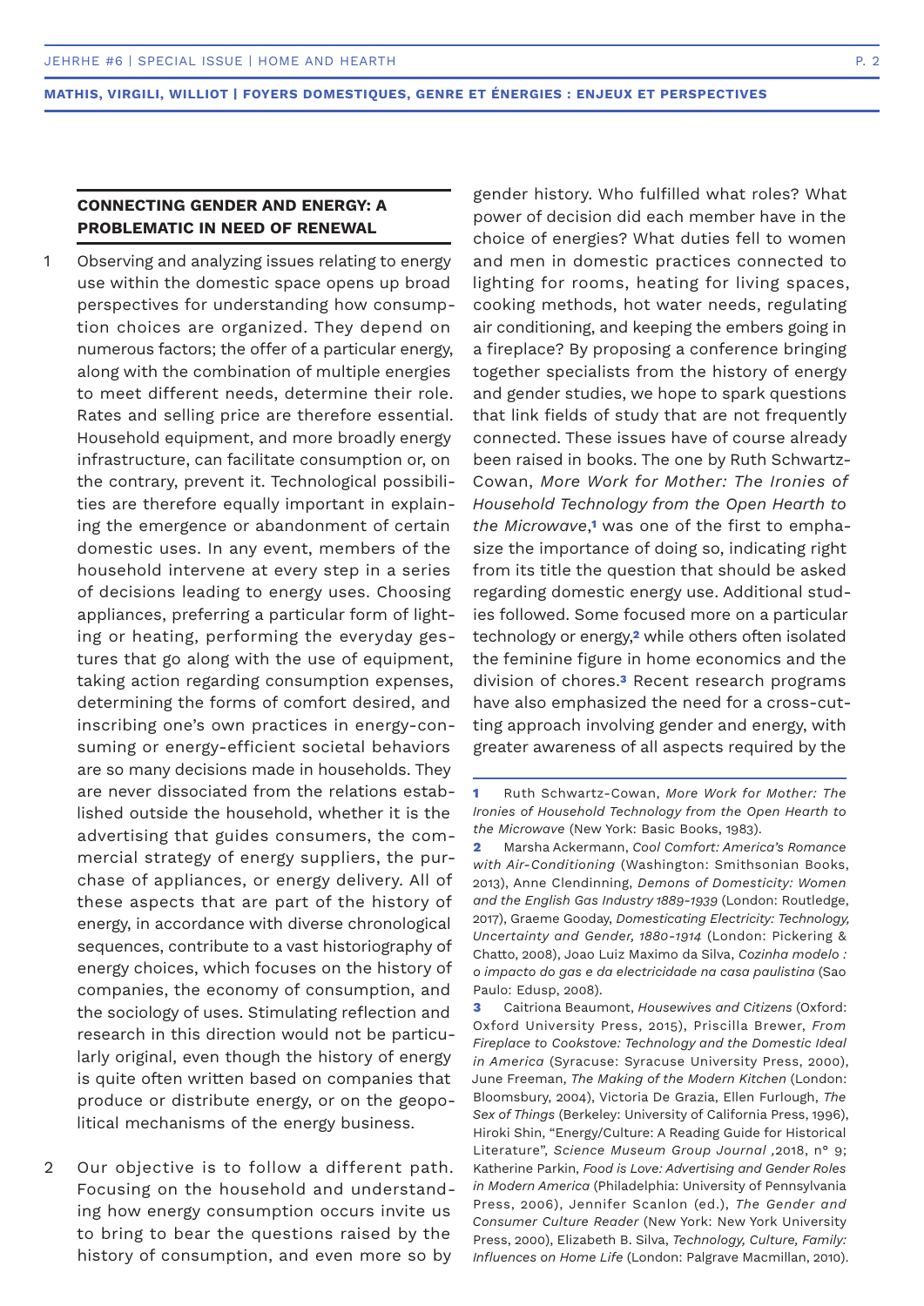## CONNECTING GENDER AND ENERGY: A PROBLEMATIC IN NEED OF RENEWAL

1 Observing and analyzing issues relating to energy use within the domestic space opens up broad perspectives for understanding how consumption choices are organized. They depend on numerous factors; the offer of a particular energy, along with the combination of multiple energies to meet different needs, determine their role. Rates and selling price are therefore essential. Household equipment, and more broadly energy infrastructure, can facilitate consumption or, on the contrary, prevent it. Technological possibilities are therefore equally important in explaining the emergence or abandonment of certain domestic uses. In any event, members of the household intervene at every step in a series of decisions leading to energy uses. Choosing appliances, preferring a particular form of lighting or heating, performing the everyday gestures that go along with the use of equipment, taking action regarding consumption expenses, determining the forms of comfort desired, and inscribing one's own practices in energy-consuming or energy-efficient societal behaviors are so many decisions made in households. They are never dissociated from the relations established outside the household, whether it is the advertising that guides consumers, the commercial strategy of energy suppliers, the purchase of appliances, or energy delivery. All of these aspects that are part of the history of energy, in accordance with diverse chronological sequences, contribute to a vast historiography of energy choices, which focuses on the history of companies, the economy of consumption, and the sociology of uses. Stimulating reflection and research in this direction would not be particularly original, even though the history of energy is quite often written based on companies that produce or distribute energy, or on the geopolitical mechanisms of the energy business.

2 Our objective is to follow a different path. Focusing on the household and understanding how energy consumption occurs invite us to bring to bear the questions raised by the history of consumption, and even more so by gender history. Who fulfilled what roles? What power of decision did each member have in the choice of energies? What duties fell to women and men in domestic practices connected to lighting for rooms, heating for living spaces, cooking methods, hot water needs, regulating air conditioning, and keeping the embers going in a fireplace? By proposing a conference bringing together specialists from the history of energy and gender studies, we hope to spark questions that link fields of study that are not frequently connected. These issues have of course already been raised in books. The one by Ruth Schwartz-Cowan, *More Work for Mother: The Ironies of Household Technology from the Open Hearth to the Microwave*,[1] was one of the first to emphasize the importance of doing so, indicating right from its title the question that should be asked regarding domestic energy use. Additional studies followed. Some focused more on a particular technology or energy,[2] while others often isolated the feminine figure in home economics and the division of chores.[3] Recent research programs have also emphasized the need for a cross-cutting approach involving gender and energy, with greater awareness of all aspects required by the

---

1 Ruth Schwartz-Cowan, *More Work for Mother: The Ironies of Household Technology from the Open Hearth to the Microwave* (New York: Basic Books, 1983).

2 Marsha Ackermann, *Cool Comfort: America's Romance with Air-Conditioning* (Washington: Smithsonian Books, 2013), Anne Clendinning, *Demons of Domesticity: Women and the English Gas Industry 1889-1939* (London: Routledge, 2017), Graeme Gooday, *Domesticating Electricity: Technology, Uncertainty and Gender, 1880-1914* (London: Pickering & Chatto, 2008), Joao Luiz Maximo da Silva, *Cozinha modelo : o impacto do gas e da electricidade na casa paulistina* (Sao Paulo: Edusp, 2008).

3 Caitriona Beaumont, *Housewives and Citizens* (Oxford: Oxford University Press, 2015), Priscilla Brewer, *From Fireplace to Cookstove: Technology and the Domestic Ideal in America* (Syracuse: Syracuse University Press, 2000), June Freeman, *The Making of the Modern Kitchen* (London: Bloomsbury, 2004), Victoria De Grazia, Ellen Furlough, *The Sex of Things* (Berkeley: University of California Press, 1996), Hiroki Shin, "Energy/Culture: A Reading Guide for Historical Literature", *Science Museum Group Journal* ,2018, n° 9; Katherine Parkin, *Food is Love: Advertising and Gender Roles in Modern America* (Philadelphia: University of Pennsylvania Press, 2006), Jennifer Scanlon (ed.), *The Gender and Consumer Culture Reader* (New York: New York University Press, 2000), Elizabeth B. Silva, *Technology, Culture, Family: Influences on Home Life* (London: Palgrave Macmillan, 2010).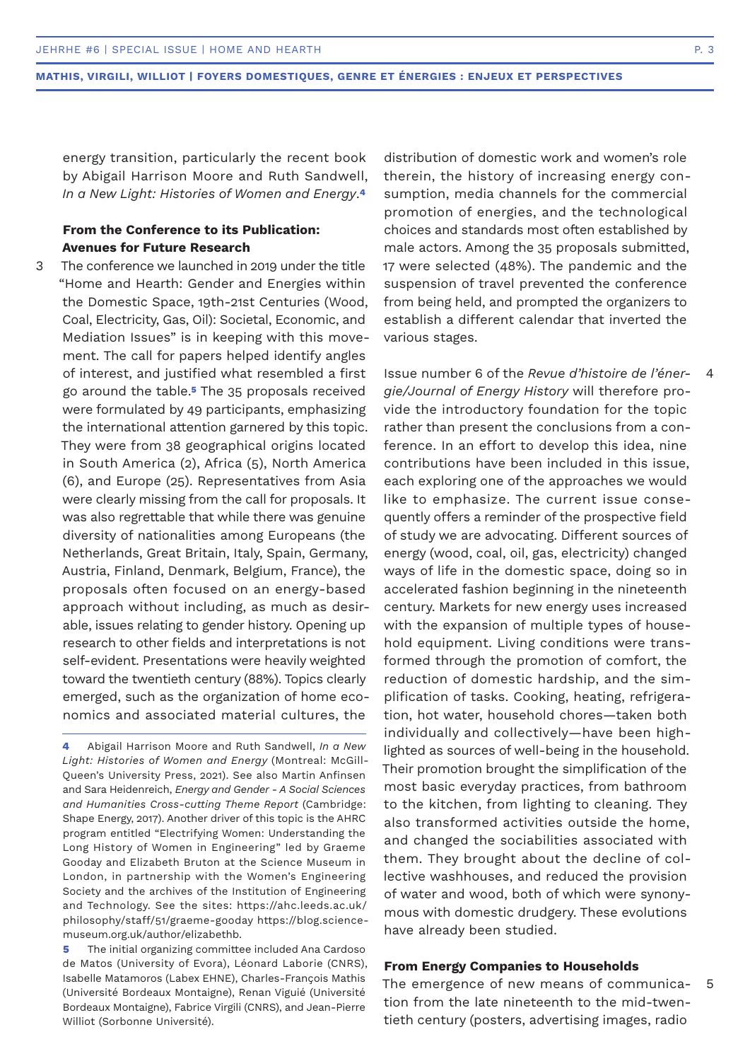energy transition, particularly the recent book by Abigail Harrison Moore and Ruth Sandwell, *In a New Light: Histories of Women and Energy*.[4]

### From the Conference to its Publication: Avenues for Future Research

3 The conference we launched in 2019 under the title "Home and Hearth: Gender and Energies within the Domestic Space, 19th-21st Centuries (Wood, Coal, Electricity, Gas, Oil): Societal, Economic, and Mediation Issues" is in keeping with this movement. The call for papers helped identify angles of interest, and justified what resembled a first go around the table.[5] The 35 proposals received were formulated by 49 participants, emphasizing the international attention garnered by this topic. They were from 38 geographical origins located in South America (2), Africa (5), North America (6), and Europe (25). Representatives from Asia were clearly missing from the call for proposals. It was also regrettable that while there was genuine diversity of nationalities among Europeans (the Netherlands, Great Britain, Italy, Spain, Germany, Austria, Finland, Denmark, Belgium, France), the proposals often focused on an energy-based approach without including, as much as desirable, issues relating to gender history. Opening up research to other fields and interpretations is not self-evident. Presentations were heavily weighted toward the twentieth century (88%). Topics clearly emerged, such as the organization of home economics and associated material cultures, the distribution of domestic work and women's role therein, the history of increasing energy consumption, media channels for the commercial promotion of energies, and the technological choices and standards most often established by male actors. Among the 35 proposals submitted, 17 were selected (48%). The pandemic and the suspension of travel prevented the conference from being held, and prompted the organizers to establish a different calendar that inverted the various stages.

4 Issue number 6 of the *Revue d'histoire de l'énergie/Journal of Energy History* will therefore provide the introductory foundation for the topic rather than present the conclusions from a conference. In an effort to develop this idea, nine contributions have been included in this issue, each exploring one of the approaches we would like to emphasize. The current issue consequently offers a reminder of the prospective field of study we are advocating. Different sources of energy (wood, coal, oil, gas, electricity) changed ways of life in the domestic space, doing so in accelerated fashion beginning in the nineteenth century. Markets for new energy uses increased with the expansion of multiple types of household equipment. Living conditions were transformed through the promotion of comfort, the reduction of domestic hardship, and the simplification of tasks. Cooking, heating, refrigeration, hot water, household chores—taken both individually and collectively—have been highlighted as sources of well-being in the household. Their promotion brought the simplification of the most basic everyday practices, from bathroom to the kitchen, from lighting to cleaning. They also transformed activities outside the home, and changed the sociabilities associated with them. They brought about the decline of collective washhouses, and reduced the provision of water and wood, both of which were synonymous with domestic drudgery. These evolutions have already been studied.

### From Energy Companies to Households

5 The emergence of new means of communication from the late nineteenth to the mid-twentieth century (posters, advertising images, radio

---

[4] Abigail Harrison Moore and Ruth Sandwell, *In a New Light: Histories of Women and Energy* (Montreal: McGill-Queen's University Press, 2021). See also Martin Anfinsen and Sara Heidenreich, *Energy and Gender - A Social Sciences and Humanities Cross-cutting Theme Report* (Cambridge: Shape Energy, 2017). Another driver of this topic is the AHRC program entitled "Electrifying Women: Understanding the Long History of Women in Engineering" led by Graeme Gooday and Elizabeth Bruton at the Science Museum in London, in partnership with the Women's Engineering Society and the archives of the Institution of Engineering and Technology. See the sites: https://ahc.leeds.ac.uk/philosophy/staff/51/graeme-gooday https://blog.sciencemuseum.org.uk/author/elizabethb.

[5] The initial organizing committee included Ana Cardoso de Matos (University of Evora), Léonard Laborie (CNRS), Isabelle Matamoros (Labex EHNE), Charles-François Mathis (Université Bordeaux Montaigne), Renan Viguié (Université Bordeaux Montaigne), Fabrice Virgili (CNRS), and Jean-Pierre Williot (Sorbonne Université).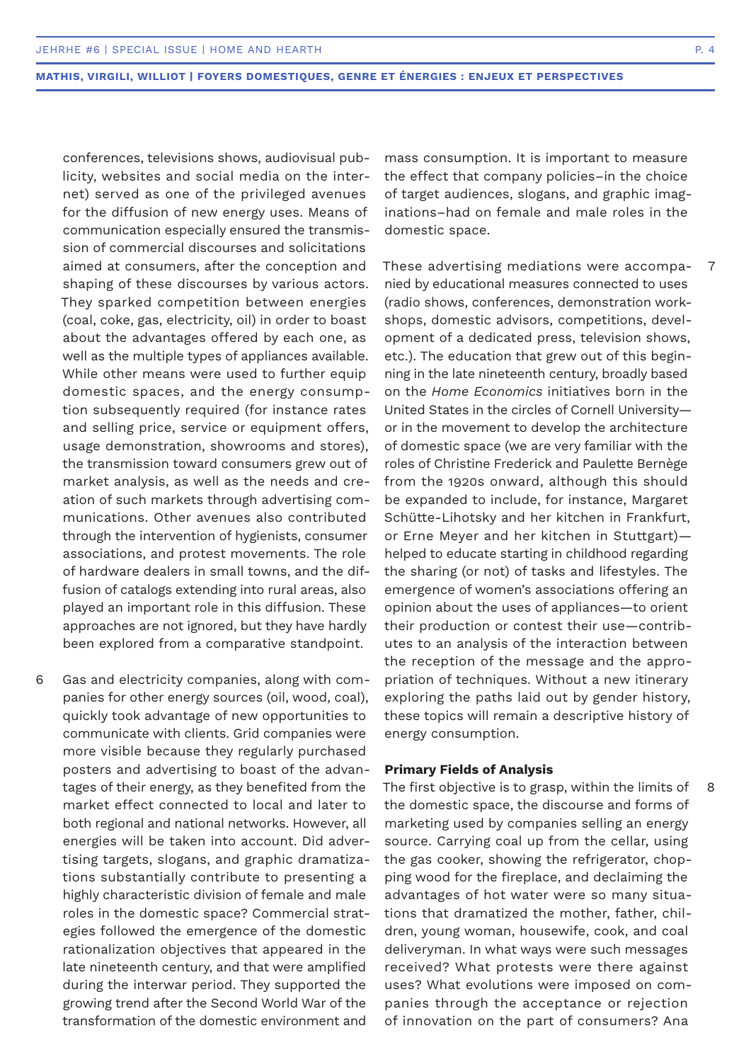conferences, televisions shows, audiovisual publicity, websites and social media on the internet) served as one of the privileged avenues for the diffusion of new energy uses. Means of communication especially ensured the transmission of commercial discourses and solicitations aimed at consumers, after the conception and shaping of these discourses by various actors. They sparked competition between energies (coal, coke, gas, electricity, oil) in order to boast about the advantages offered by each one, as well as the multiple types of appliances available. While other means were used to further equip domestic spaces, and the energy consumption subsequently required (for instance rates and selling price, service or equipment offers, usage demonstration, showrooms and stores), the transmission toward consumers grew out of market analysis, as well as the needs and creation of such markets through advertising communications. Other avenues also contributed through the intervention of hygienists, consumer associations, and protest movements. The role of hardware dealers in small towns, and the diffusion of catalogs extending into rural areas, also played an important role in this diffusion. These approaches are not ignored, but they have hardly been explored from a comparative standpoint.

6 Gas and electricity companies, along with companies for other energy sources (oil, wood, coal), quickly took advantage of new opportunities to communicate with clients. Grid companies were more visible because they regularly purchased posters and advertising to boast of the advantages of their energy, as they benefited from the market effect connected to local and later to both regional and national networks. However, all energies will be taken into account. Did advertising targets, slogans, and graphic dramatizations substantially contribute to presenting a highly characteristic division of female and male roles in the domestic space? Commercial strategies followed the emergence of the domestic rationalization objectives that appeared in the late nineteenth century, and that were amplified during the interwar period. They supported the growing trend after the Second World War of the transformation of the domestic environment and mass consumption. It is important to measure the effect that company policies–in the choice of target audiences, slogans, and graphic imaginations–had on female and male roles in the domestic space.

7 These advertising mediations were accompanied by educational measures connected to uses (radio shows, conferences, demonstration workshops, domestic advisors, competitions, development of a dedicated press, television shows, etc.). The education that grew out of this beginning in the late nineteenth century, broadly based on the *Home Economics* initiatives born in the United States in the circles of Cornell University—or in the movement to develop the architecture of domestic space (we are very familiar with the roles of Christine Frederick and Paulette Bernège from the 1920s onward, although this should be expanded to include, for instance, Margaret Schütte-Lihotsky and her kitchen in Frankfurt, or Erne Meyer and her kitchen in Stuttgart)—helped to educate starting in childhood regarding the sharing (or not) of tasks and lifestyles. The emergence of women's associations offering an opinion about the uses of appliances—to orient their production or contest their use—contributes to an analysis of the interaction between the reception of the message and the appropriation of techniques. Without a new itinerary exploring the paths laid out by gender history, these topics will remain a descriptive history of energy consumption.

### Primary Fields of Analysis

8 The first objective is to grasp, within the limits of the domestic space, the discourse and forms of marketing used by companies selling an energy source. Carrying coal up from the cellar, using the gas cooker, showing the refrigerator, chopping wood for the fireplace, and declaiming the advantages of hot water were so many situations that dramatized the mother, father, children, young woman, housewife, cook, and coal deliveryman. In what ways were such messages received? What protests were there against uses? What evolutions were imposed on companies through the acceptance or rejection of innovation on the part of consumers? Ana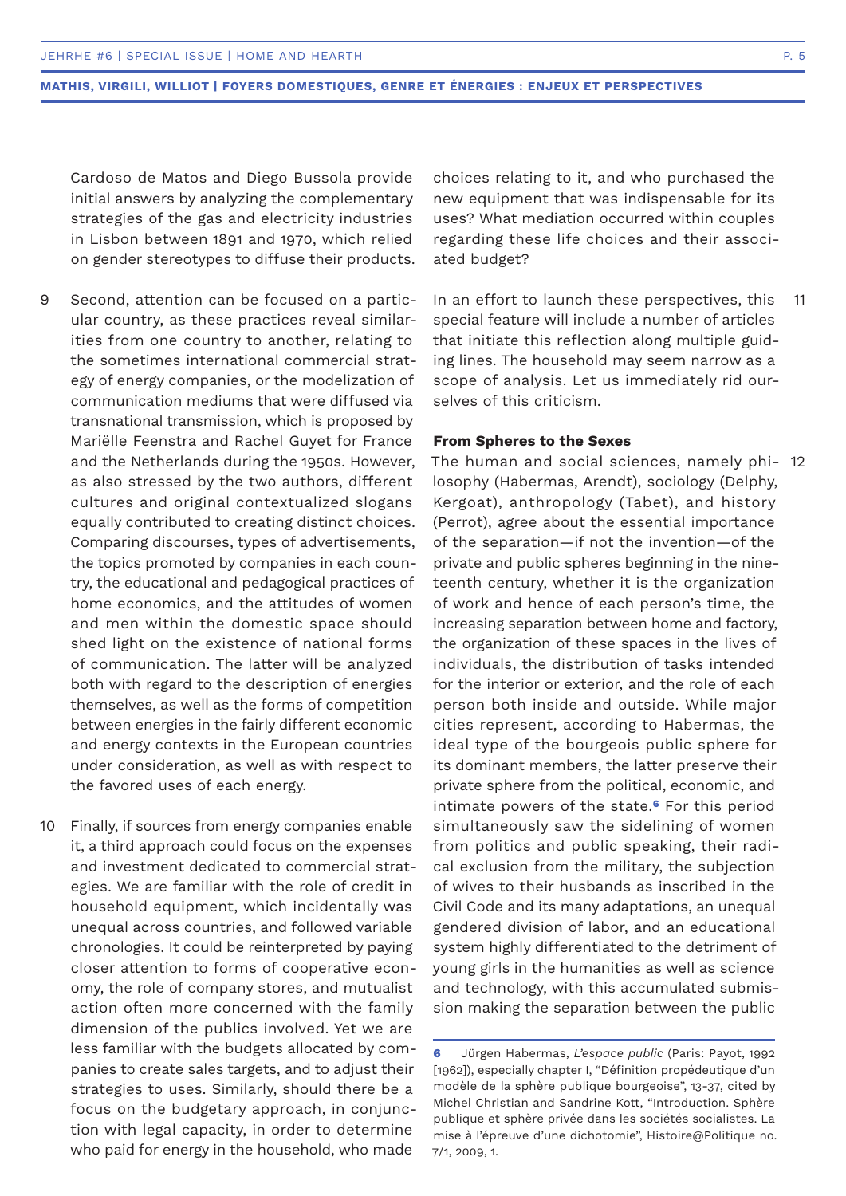Cardoso de Matos and Diego Bussola provide initial answers by analyzing the complementary strategies of the gas and electricity industries in Lisbon between 1891 and 1970, which relied on gender stereotypes to diffuse their products.

9 Second, attention can be focused on a particular country, as these practices reveal similarities from one country to another, relating to the sometimes international commercial strategy of energy companies, or the modelization of communication mediums that were diffused via transnational transmission, which is proposed by Mariëlle Feenstra and Rachel Guyet for France and the Netherlands during the 1950s. However, as also stressed by the two authors, different cultures and original contextualized slogans equally contributed to creating distinct choices. Comparing discourses, types of advertisements, the topics promoted by companies in each country, the educational and pedagogical practices of home economics, and the attitudes of women and men within the domestic space should shed light on the existence of national forms of communication. The latter will be analyzed both with regard to the description of energies themselves, as well as the forms of competition between energies in the fairly different economic and energy contexts in the European countries under consideration, as well as with respect to the favored uses of each energy.

10 Finally, if sources from energy companies enable it, a third approach could focus on the expenses and investment dedicated to commercial strategies. We are familiar with the role of credit in household equipment, which incidentally was unequal across countries, and followed variable chronologies. It could be reinterpreted by paying closer attention to forms of cooperative economy, the role of company stores, and mutualist action often more concerned with the family dimension of the publics involved. Yet we are less familiar with the budgets allocated by companies to create sales targets, and to adjust their strategies to uses. Similarly, should there be a focus on the budgetary approach, in conjunction with legal capacity, in order to determine who paid for energy in the household, who made choices relating to it, and who purchased the new equipment that was indispensable for its uses? What mediation occurred within couples regarding these life choices and their associated budget?

11 In an effort to launch these perspectives, this special feature will include a number of articles that initiate this reflection along multiple guiding lines. The household may seem narrow as a scope of analysis. Let us immediately rid ourselves of this criticism.

### From Spheres to the Sexes

12 The human and social sciences, namely philosophy (Habermas, Arendt), sociology (Delphy, Kergoat), anthropology (Tabet), and history (Perrot), agree about the essential importance of the separation—if not the invention—of the private and public spheres beginning in the nineteenth century, whether it is the organization of work and hence of each person's time, the increasing separation between home and factory, the organization of these spaces in the lives of individuals, the distribution of tasks intended for the interior or exterior, and the role of each person both inside and outside. While major cities represent, according to Habermas, the ideal type of the bourgeois public sphere for its dominant members, the latter preserve their private sphere from the political, economic, and intimate powers of the state.[6] For this period simultaneously saw the sidelining of women from politics and public speaking, their radical exclusion from the military, the subjection of wives to their husbands as inscribed in the Civil Code and its many adaptations, an unequal gendered division of labor, and an educational system highly differentiated to the detriment of young girls in the humanities as well as science and technology, with this accumulated submission making the separation between the public

---

6 Jürgen Habermas, *L'espace public* (Paris: Payot, 1992 [1962]), especially chapter I, "Définition propédeutique d'un modèle de la sphère publique bourgeoise", 13-37, cited by Michel Christian and Sandrine Kott, "Introduction. Sphère publique et sphère privée dans les sociétés socialistes. La mise à l'épreuve d'une dichotomie", Histoire@Politique no. 7/1, 2009, 1.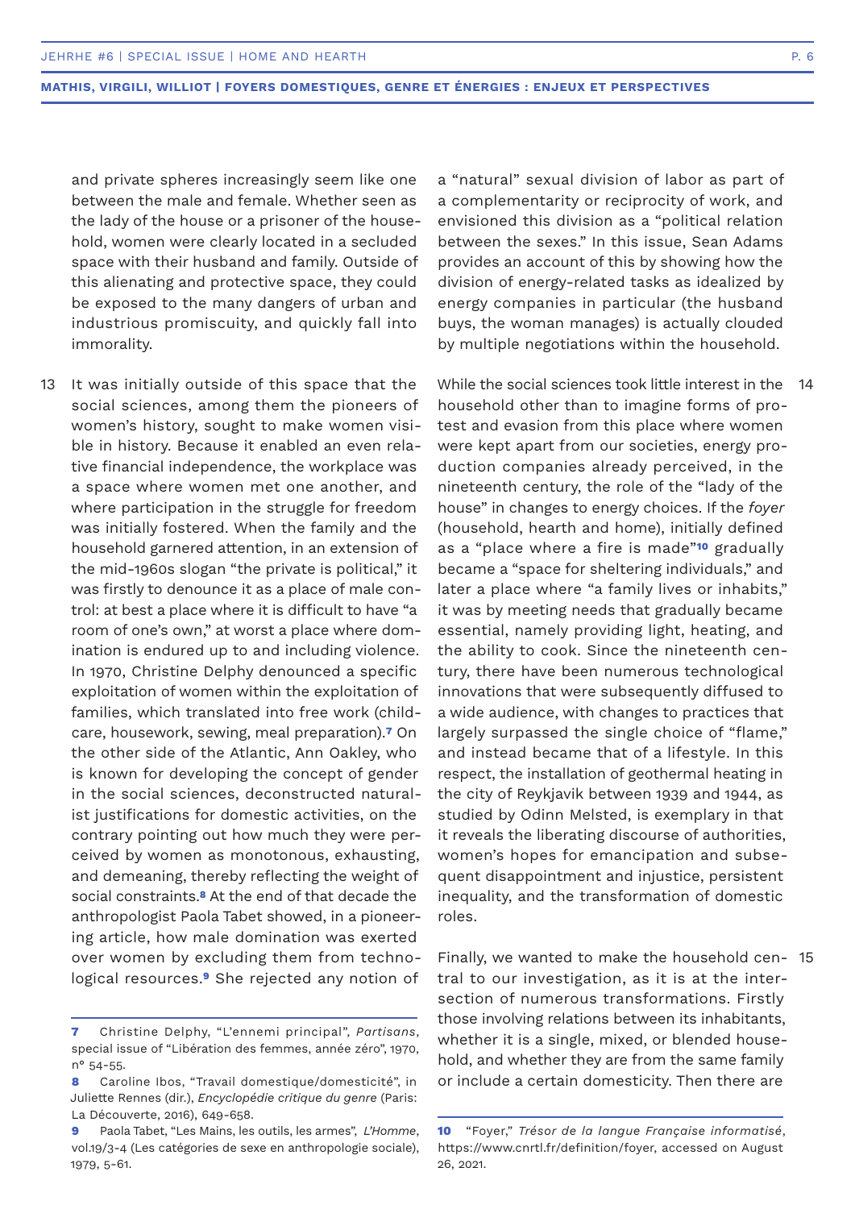and private spheres increasingly seem like one between the male and female. Whether seen as the lady of the house or a prisoner of the household, women were clearly located in a secluded space with their husband and family. Outside of this alienating and protective space, they could be exposed to the many dangers of urban and industrious promiscuity, and quickly fall into immorality.

13 It was initially outside of this space that the social sciences, among them the pioneers of women's history, sought to make women visible in history. Because it enabled an even relative financial independence, the workplace was a space where women met one another, and where participation in the struggle for freedom was initially fostered. When the family and the household garnered attention, in an extension of the mid-1960s slogan "the private is political," it was firstly to denounce it as a place of male control: at best a place where it is difficult to have "a room of one's own," at worst a place where domination is endured up to and including violence. In 1970, Christine Delphy denounced a specific exploitation of women within the exploitation of families, which translated into free work (childcare, housework, sewing, meal preparation).[7] On the other side of the Atlantic, Ann Oakley, who is known for developing the concept of gender in the social sciences, deconstructed naturalist justifications for domestic activities, on the contrary pointing out how much they were perceived by women as monotonous, exhausting, and demeaning, thereby reflecting the weight of social constraints.[8] At the end of that decade the anthropologist Paola Tabet showed, in a pioneering article, how male domination was exerted over women by excluding them from technological resources.[9] She rejected any notion of a "natural" sexual division of labor as part of a complementarity or reciprocity of work, and envisioned this division as a "political relation between the sexes." In this issue, Sean Adams provides an account of this by showing how the division of energy-related tasks as idealized by energy companies in particular (the husband buys, the woman manages) is actually clouded by multiple negotiations within the household.

14 While the social sciences took little interest in the household other than to imagine forms of protest and evasion from this place where women were kept apart from our societies, energy production companies already perceived, in the nineteenth century, the role of the "lady of the house" in changes to energy choices. If the *foyer* (household, hearth and home), initially defined as a "place where a fire is made"[10] gradually became a "space for sheltering individuals," and later a place where "a family lives or inhabits," it was by meeting needs that gradually became essential, namely providing light, heating, and the ability to cook. Since the nineteenth century, there have been numerous technological innovations that were subsequently diffused to a wide audience, with changes to practices that largely surpassed the single choice of "flame," and instead became that of a lifestyle. In this respect, the installation of geothermal heating in the city of Reykjavik between 1939 and 1944, as studied by Odinn Melsted, is exemplary in that it reveals the liberating discourse of authorities, women's hopes for emancipation and subsequent disappointment and injustice, persistent inequality, and the transformation of domestic roles.

15 Finally, we wanted to make the household central to our investigation, as it is at the intersection of numerous transformations. Firstly those involving relations between its inhabitants, whether it is a single, mixed, or blended household, and whether they are from the same family or include a certain domesticity. Then there are

---

**7** Christine Delphy, "L'ennemi principal", *Partisans*, special issue of "Libération des femmes, année zéro", 1970, n° 54-55.

**8** Caroline Ibos, "Travail domestique/domesticité", in Juliette Rennes (dir.), *Encyclopédie critique du genre* (Paris: La Découverte, 2016), 649-658.

**9** Paola Tabet, "Les Mains, les outils, les armes", *L'Homme*, vol.19/3-4 (Les catégories de sexe en anthropologie sociale), 1979, 5-61.

**10** "Foyer," *Trésor de la langue Française informatisé*, https://www.cnrtl.fr/definition/foyer, accessed on August 26, 2021.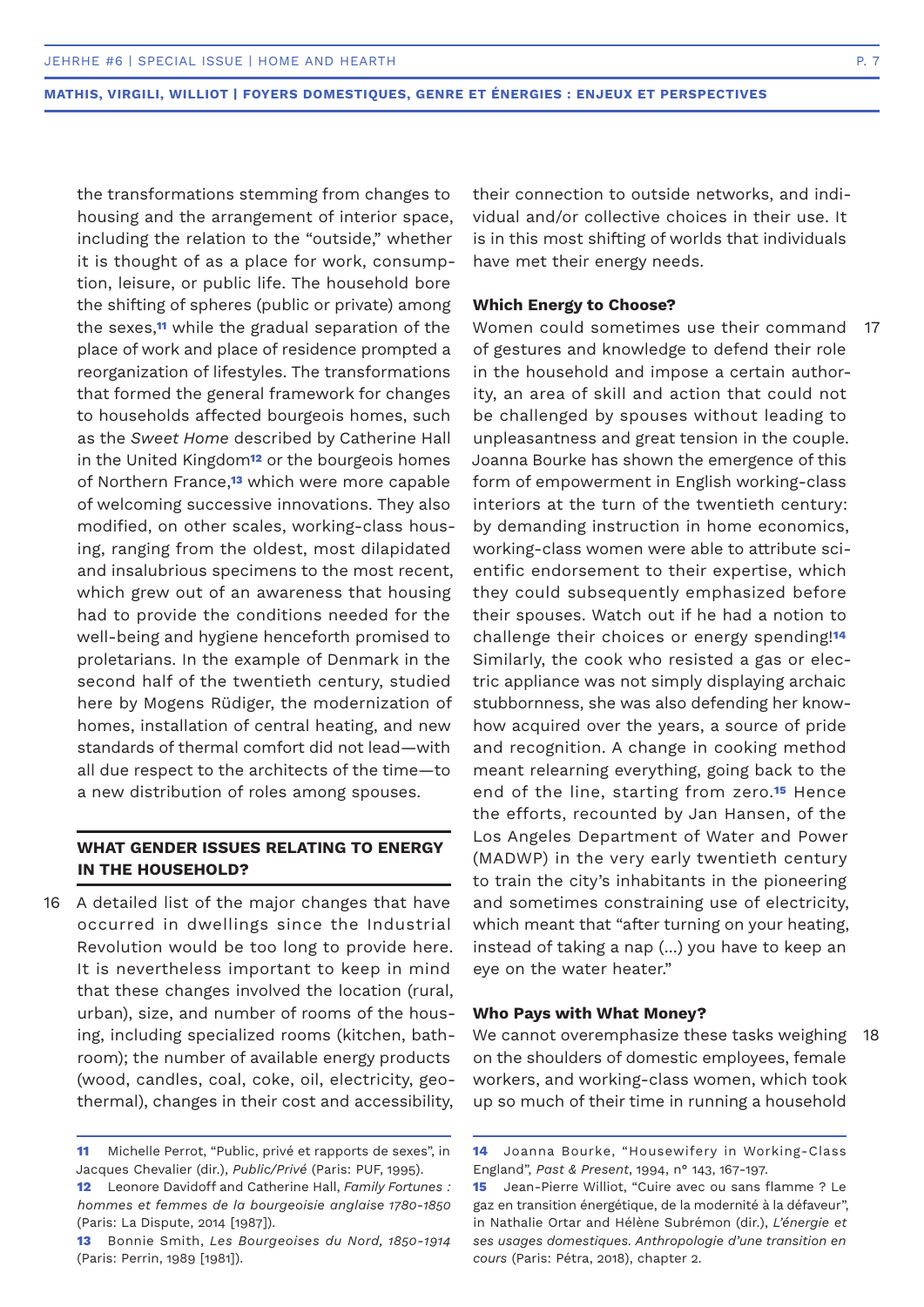the transformations stemming from changes to housing and the arrangement of interior space, including the relation to the "outside," whether it is thought of as a place for work, consumption, leisure, or public life. The household bore the shifting of spheres (public or private) among the sexes,[11] while the gradual separation of the place of work and place of residence prompted a reorganization of lifestyles. The transformations that formed the general framework for changes to households affected bourgeois homes, such as the *Sweet Home* described by Catherine Hall in the United Kingdom[12] or the bourgeois homes of Northern France,[13] which were more capable of welcoming successive innovations. They also modified, on other scales, working-class housing, ranging from the oldest, most dilapidated and insalubrious specimens to the most recent, which grew out of an awareness that housing had to provide the conditions needed for the well-being and hygiene henceforth promised to proletarians. In the example of Denmark in the second half of the twentieth century, studied here by Mogens Rüdiger, the modernization of homes, installation of central heating, and new standards of thermal comfort did not lead—with all due respect to the architects of the time—to a new distribution of roles among spouses.

## WHAT GENDER ISSUES RELATING TO ENERGY IN THE HOUSEHOLD?

16 A detailed list of the major changes that have occurred in dwellings since the Industrial Revolution would be too long to provide here. It is nevertheless important to keep in mind that these changes involved the location (rural, urban), size, and number of rooms of the housing, including specialized rooms (kitchen, bathroom); the number of available energy products (wood, candles, coal, coke, oil, electricity, geothermal), changes in their cost and accessibility, their connection to outside networks, and individual and/or collective choices in their use. It is in this most shifting of worlds that individuals have met their energy needs.

### Which Energy to Choose?

17 Women could sometimes use their command of gestures and knowledge to defend their role in the household and impose a certain authority, an area of skill and action that could not be challenged by spouses without leading to unpleasantness and great tension in the couple. Joanna Bourke has shown the emergence of this form of empowerment in English working-class interiors at the turn of the twentieth century: by demanding instruction in home economics, working-class women were able to attribute scientific endorsement to their expertise, which they could subsequently emphasized before their spouses. Watch out if he had a notion to challenge their choices or energy spending![14] Similarly, the cook who resisted a gas or electric appliance was not simply displaying archaic stubbornness, she was also defending her know-how acquired over the years, a source of pride and recognition. A change in cooking method meant relearning everything, going back to the end of the line, starting from zero.[15] Hence the efforts, recounted by Jan Hansen, of the Los Angeles Department of Water and Power (MADWP) in the very early twentieth century to train the city's inhabitants in the pioneering and sometimes constraining use of electricity, which meant that "after turning on your heating, instead of taking a nap (…) you have to keep an eye on the water heater."

### Who Pays with What Money?

18 We cannot overemphasize these tasks weighing on the shoulders of domestic employees, female workers, and working-class women, which took up so much of their time in running a household

---

[11] Michelle Perrot, "Public, privé et rapports de sexes", in Jacques Chevalier (dir.), *Public/Privé* (Paris: PUF, 1995).

[12] Leonore Davidoff and Catherine Hall, *Family Fortunes : hommes et femmes de la bourgeoisie anglaise 1780-1850* (Paris: La Dispute, 2014 [1987]).

[13] Bonnie Smith, *Les Bourgeoises du Nord, 1850-1914* (Paris: Perrin, 1989 [1981]).

[14] Joanna Bourke, "Housewifery in Working-Class England", *Past & Present*, 1994, n° 143, 167-197.

[15] Jean-Pierre Williot, "Cuire avec ou sans flamme ? Le gaz en transition énergétique, de la modernité à la défaveur", in Nathalie Ortar and Hélène Subrémon (dir.), *L'énergie et ses usages domestiques. Anthropologie d'une transition en cours* (Paris: Pétra, 2018), chapter 2.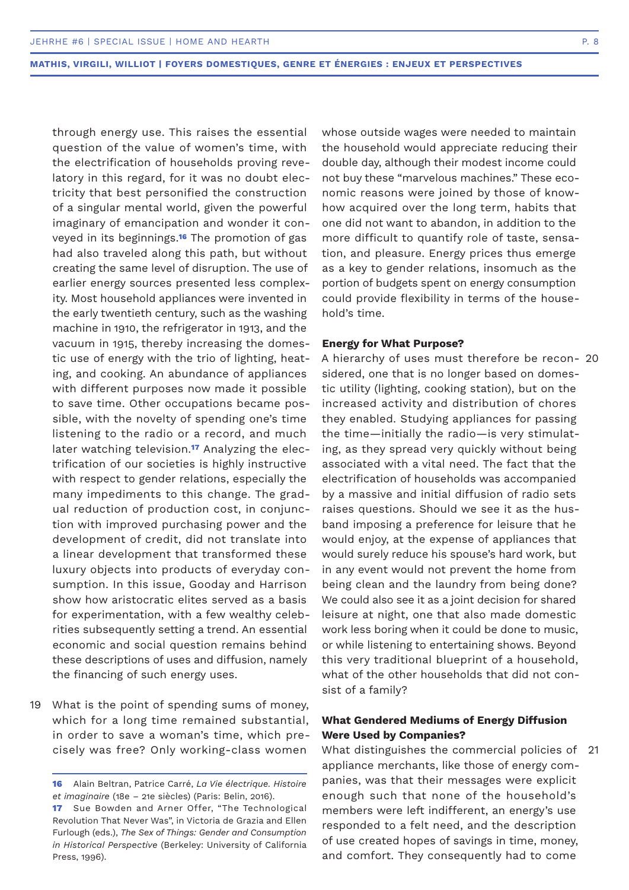through energy use. This raises the essential question of the value of women's time, with the electrification of households proving revelatory in this regard, for it was no doubt electricity that best personified the construction of a singular mental world, given the powerful imaginary of emancipation and wonder it conveyed in its beginnings.[16] The promotion of gas had also traveled along this path, but without creating the same level of disruption. The use of earlier energy sources presented less complexity. Most household appliances were invented in the early twentieth century, such as the washing machine in 1910, the refrigerator in 1913, and the vacuum in 1915, thereby increasing the domestic use of energy with the trio of lighting, heating, and cooking. An abundance of appliances with different purposes now made it possible to save time. Other occupations became possible, with the novelty of spending one's time listening to the radio or a record, and much later watching television.[17] Analyzing the electrification of our societies is highly instructive with respect to gender relations, especially the many impediments to this change. The gradual reduction of production cost, in conjunction with improved purchasing power and the development of credit, did not translate into a linear development that transformed these luxury objects into products of everyday consumption. In this issue, Gooday and Harrison show how aristocratic elites served as a basis for experimentation, with a few wealthy celebrities subsequently setting a trend. An essential economic and social question remains behind these descriptions of uses and diffusion, namely the financing of such energy uses.

19 What is the point of spending sums of money, which for a long time remained substantial, in order to save a woman's time, which precisely was free? Only working-class women whose outside wages were needed to maintain the household would appreciate reducing their double day, although their modest income could not buy these "marvelous machines." These economic reasons were joined by those of know-how acquired over the long term, habits that one did not want to abandon, in addition to the more difficult to quantify role of taste, sensation, and pleasure. Energy prices thus emerge as a key to gender relations, insomuch as the portion of budgets spent on energy consumption could provide flexibility in terms of the household's time.

### Energy for What Purpose?

20 A hierarchy of uses must therefore be reconsidered, one that is no longer based on domestic utility (lighting, cooking station), but on the increased activity and distribution of chores they enabled. Studying appliances for passing the time—initially the radio—is very stimulating, as they spread very quickly without being associated with a vital need. The fact that the electrification of households was accompanied by a massive and initial diffusion of radio sets raises questions. Should we see it as the husband imposing a preference for leisure that he would enjoy, at the expense of appliances that would surely reduce his spouse's hard work, but in any event would not prevent the home from being clean and the laundry from being done? We could also see it as a joint decision for shared leisure at night, one that also made domestic work less boring when it could be done to music, or while listening to entertaining shows. Beyond this very traditional blueprint of a household, what of the other households that did not consist of a family?

### What Gendered Mediums of Energy Diffusion Were Used by Companies?

21 What distinguishes the commercial policies of appliance merchants, like those of energy companies, was that their messages were explicit enough such that none of the household's members were left indifferent, an energy's use responded to a felt need, and the description of use created hopes of savings in time, money, and comfort. They consequently had to come

---

[16] Alain Beltran, Patrice Carré, *La Vie électrique. Histoire et imaginaire* (18e – 21e siècles) (Paris: Belin, 2016).

[17] Sue Bowden and Arner Offer, "The Technological Revolution That Never Was", in Victoria de Grazia and Ellen Furlough (eds.), *The Sex of Things: Gender and Consumption in Historical Perspective* (Berkeley: University of California Press, 1996).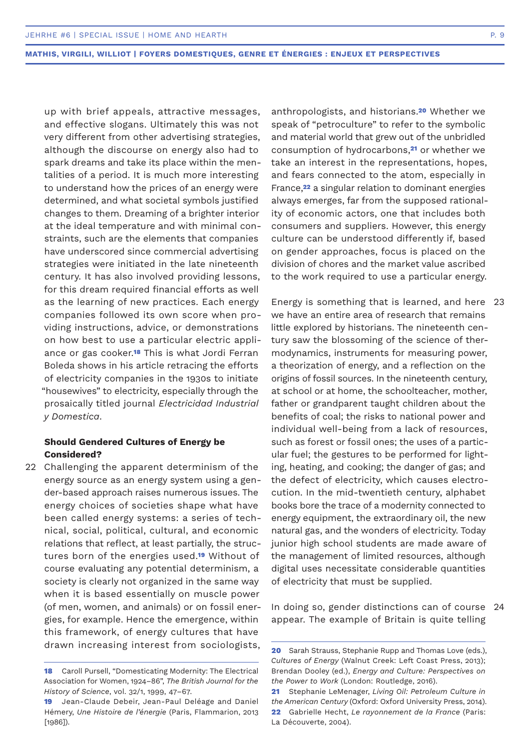up with brief appeals, attractive messages, and effective slogans. Ultimately this was not very different from other advertising strategies, although the discourse on energy also had to spark dreams and take its place within the mentalities of a period. It is much more interesting to understand how the prices of an energy were determined, and what societal symbols justified changes to them. Dreaming of a brighter interior at the ideal temperature and with minimal constraints, such are the elements that companies have underscored since commercial advertising strategies were initiated in the late nineteenth century. It has also involved providing lessons, for this dream required financial efforts as well as the learning of new practices. Each energy companies followed its own score when providing instructions, advice, or demonstrations on how best to use a particular electric appliance or gas cooker.[18] This is what Jordi Ferran Boleda shows in his article retracing the efforts of electricity companies in the 1930s to initiate "housewives" to electricity, especially through the prosaically titled journal *Electricidad Industrial y Domestica*.

### Should Gendered Cultures of Energy be Considered?

22 Challenging the apparent determinism of the energy source as an energy system using a gender-based approach raises numerous issues. The energy choices of societies shape what have been called energy systems: a series of technical, social, political, cultural, and economic relations that reflect, at least partially, the structures born of the energies used.[19] Without of course evaluating any potential determinism, a society is clearly not organized in the same way when it is based essentially on muscle power (of men, women, and animals) or on fossil energies, for example. Hence the emergence, within this framework, of energy cultures that have drawn increasing interest from sociologists, anthropologists, and historians.[20] Whether we speak of "petroculture" to refer to the symbolic and material world that grew out of the unbridled consumption of hydrocarbons,[21] or whether we take an interest in the representations, hopes, and fears connected to the atom, especially in France,[22] a singular relation to dominant energies always emerges, far from the supposed rationality of economic actors, one that includes both consumers and suppliers. However, this energy culture can be understood differently if, based on gender approaches, focus is placed on the division of chores and the market value ascribed to the work required to use a particular energy.

23 Energy is something that is learned, and here we have an entire area of research that remains little explored by historians. The nineteenth century saw the blossoming of the science of thermodynamics, instruments for measuring power, a theorization of energy, and a reflection on the origins of fossil sources. In the nineteenth century, at school or at home, the schoolteacher, mother, father or grandparent taught children about the benefits of coal; the risks to national power and individual well-being from a lack of resources, such as forest or fossil ones; the uses of a particular fuel; the gestures to be performed for lighting, heating, and cooking; the danger of gas; and the defect of electricity, which causes electrocution. In the mid-twentieth century, alphabet books bore the trace of a modernity connected to energy equipment, the extraordinary oil, the new natural gas, and the wonders of electricity. Today junior high school students are made aware of the management of limited resources, although digital uses necessitate considerable quantities of electricity that must be supplied.

24 In doing so, gender distinctions can of course appear. The example of Britain is quite telling

---

[18] Caroll Pursell, "Domesticating Modernity: The Electrical Association for Women, 1924–86", *The British Journal for the History of Science*, vol. 32/1, 1999, 47–67.

[19] Jean-Claude Debeir, Jean-Paul Deléage and Daniel Hémery, *Une Histoire de l'énergie* (Paris, Flammarion, 2013 [1986]).

[20] Sarah Strauss, Stephanie Rupp and Thomas Love (eds.), *Cultures of Energy* (Walnut Creek: Left Coast Press, 2013); Brendan Dooley (ed.), *Energy and Culture: Perspectives on the Power to Work* (London: Routledge, 2016).

[21] Stephanie LeMenager, *Living Oil: Petroleum Culture in the American Century* (Oxford: Oxford University Press, 2014).

[22] Gabrielle Hecht, *Le rayonnement de la France* (Paris: La Découverte, 2004).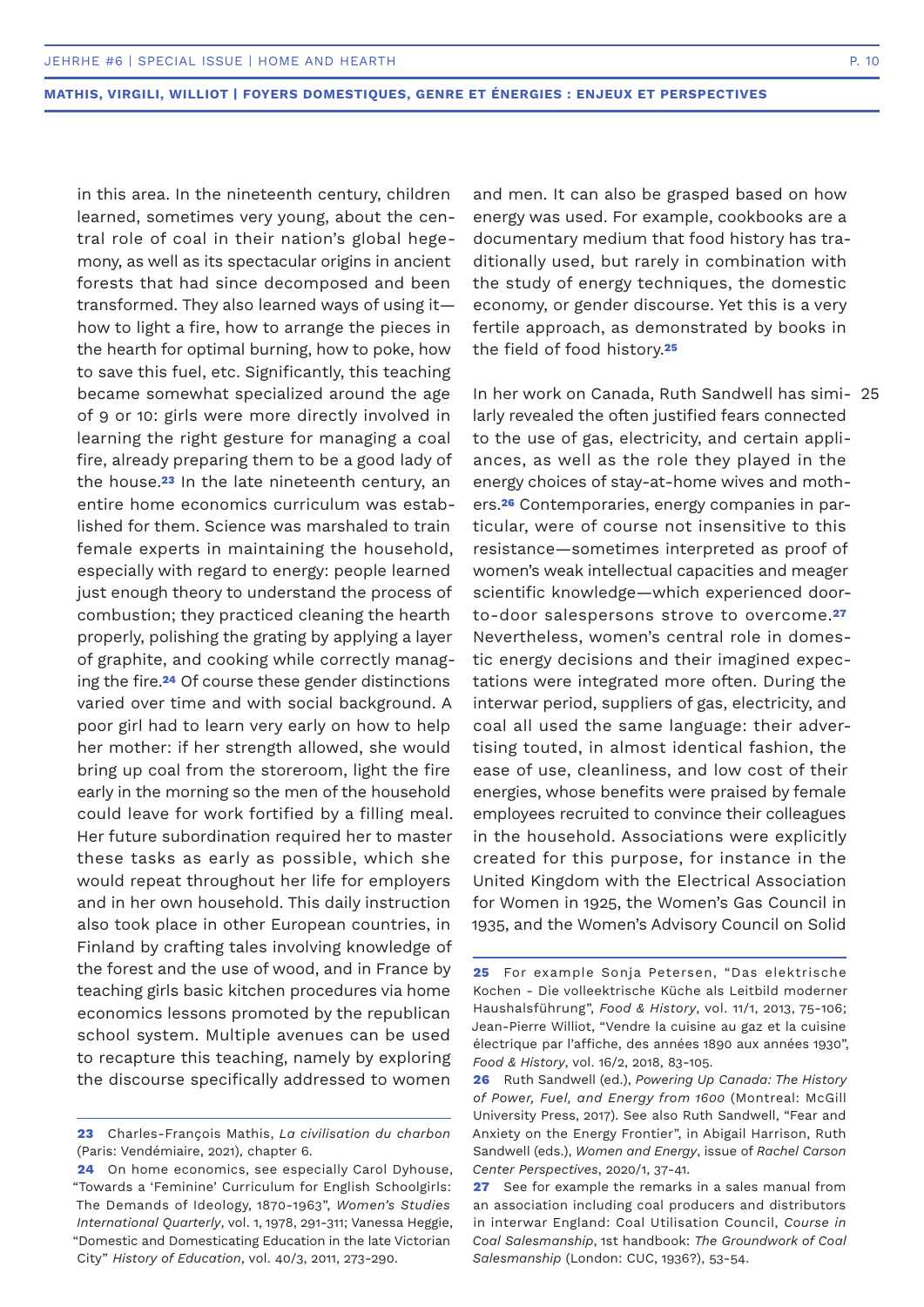in this area. In the nineteenth century, children learned, sometimes very young, about the central role of coal in their nation's global hegemony, as well as its spectacular origins in ancient forests that had since decomposed and been transformed. They also learned ways of using it—how to light a fire, how to arrange the pieces in the hearth for optimal burning, how to poke, how to save this fuel, etc. Significantly, this teaching became somewhat specialized around the age of 9 or 10: girls were more directly involved in learning the right gesture for managing a coal fire, already preparing them to be a good lady of the house.[23] In the late nineteenth century, an entire home economics curriculum was established for them. Science was marshaled to train female experts in maintaining the household, especially with regard to energy: people learned just enough theory to understand the process of combustion; they practiced cleaning the hearth properly, polishing the grating by applying a layer of graphite, and cooking while correctly managing the fire.[24] Of course these gender distinctions varied over time and with social background. A poor girl had to learn very early on how to help her mother: if her strength allowed, she would bring up coal from the storeroom, light the fire early in the morning so the men of the household could leave for work fortified by a filling meal. Her future subordination required her to master these tasks as early as possible, which she would repeat throughout her life for employers and in her own household. This daily instruction also took place in other European countries, in Finland by crafting tales involving knowledge of the forest and the use of wood, and in France by teaching girls basic kitchen procedures via home economics lessons promoted by the republican school system. Multiple avenues can be used to recapture this teaching, namely by exploring the discourse specifically addressed to women and men. It can also be grasped based on how energy was used. For example, cookbooks are a documentary medium that food history has traditionally used, but rarely in combination with the study of energy techniques, the domestic economy, or gender discourse. Yet this is a very fertile approach, as demonstrated by books in the field of food history.[25]

25 In her work on Canada, Ruth Sandwell has similarly revealed the often justified fears connected to the use of gas, electricity, and certain appliances, as well as the role they played in the energy choices of stay-at-home wives and mothers.[26] Contemporaries, energy companies in particular, were of course not insensitive to this resistance—sometimes interpreted as proof of women's weak intellectual capacities and meager scientific knowledge—which experienced door-to-door salespersons strove to overcome.[27] Nevertheless, women's central role in domestic energy decisions and their imagined expectations were integrated more often. During the interwar period, suppliers of gas, electricity, and coal all used the same language: their advertising touted, in almost identical fashion, the ease of use, cleanliness, and low cost of their energies, whose benefits were praised by female employees recruited to convince their colleagues in the household. Associations were explicitly created for this purpose, for instance in the United Kingdom with the Electrical Association for Women in 1925, the Women's Gas Council in 1935, and the Women's Advisory Council on Solid

---

**23** Charles-François Mathis, *La civilisation du charbon* (Paris: Vendémiaire, 2021), chapter 6.

**24** On home economics, see especially Carol Dyhouse, "Towards a 'Feminine' Curriculum for English Schoolgirls: The Demands of Ideology, 1870-1963", *Women's Studies International Quarterly*, vol. 1, 1978, 291-311; Vanessa Heggie, "Domestic and Domesticating Education in the late Victorian City" *History of Education*, vol. 40/3, 2011, 273-290.

**25** For example Sonja Petersen, "Das elektrische Kochen - Die volleektrische Küche als Leitbild moderner Haushalsführung", *Food & History*, vol. 11/1, 2013, 75-106; Jean-Pierre Williot, "Vendre la cuisine au gaz et la cuisine électrique par l'affiche, des années 1890 aux années 1930", *Food & History*, vol. 16/2, 2018, 83-105.

**26** Ruth Sandwell (ed.), *Powering Up Canada: The History of Power, Fuel, and Energy from 1600* (Montreal: McGill University Press, 2017). See also Ruth Sandwell, "Fear and Anxiety on the Energy Frontier", in Abigail Harrison, Ruth Sandwell (eds.), *Women and Energy*, issue of *Rachel Carson Center Perspectives*, 2020/1, 37-41.

**27** See for example the remarks in a sales manual from an association including coal producers and distributors in interwar England: Coal Utilisation Council, *Course in Coal Salesmanship*, 1st handbook: *The Groundwork of Coal Salesmanship* (London: CUC, 1936?), 53-54.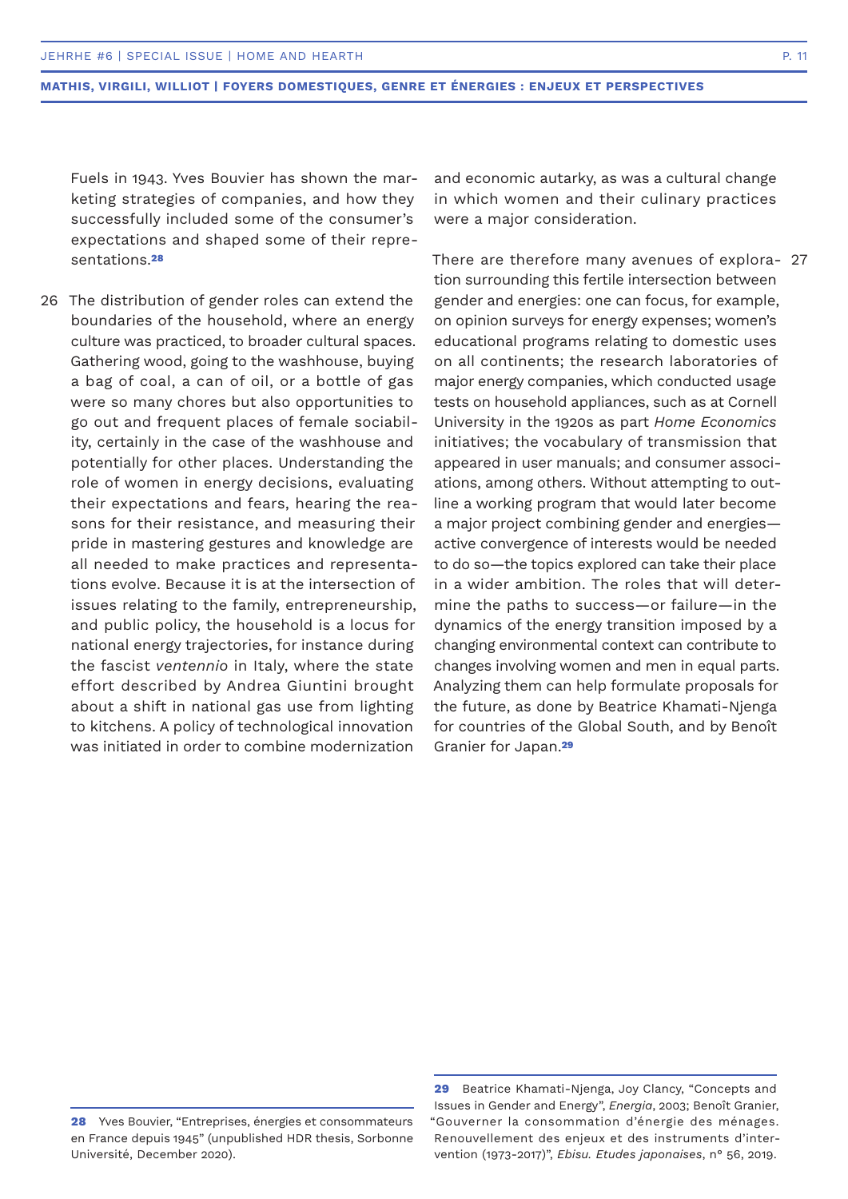Fuels in 1943. Yves Bouvier has shown the marketing strategies of companies, and how they successfully included some of the consumer's expectations and shaped some of their representations.[28]

26 The distribution of gender roles can extend the boundaries of the household, where an energy culture was practiced, to broader cultural spaces. Gathering wood, going to the washhouse, buying a bag of coal, a can of oil, or a bottle of gas were so many chores but also opportunities to go out and frequent places of female sociability, certainly in the case of the washhouse and potentially for other places. Understanding the role of women in energy decisions, evaluating their expectations and fears, hearing the reasons for their resistance, and measuring their pride in mastering gestures and knowledge are all needed to make practices and representations evolve. Because it is at the intersection of issues relating to the family, entrepreneurship, and public policy, the household is a locus for national energy trajectories, for instance during the fascist *ventennio* in Italy, where the state effort described by Andrea Giuntini brought about a shift in national gas use from lighting to kitchens. A policy of technological innovation was initiated in order to combine modernization and economic autarky, as was a cultural change in which women and their culinary practices were a major consideration.

27 There are therefore many avenues of exploration surrounding this fertile intersection between gender and energies: one can focus, for example, on opinion surveys for energy expenses; women's educational programs relating to domestic uses on all continents; the research laboratories of major energy companies, which conducted usage tests on household appliances, such as at Cornell University in the 1920s as part *Home Economics* initiatives; the vocabulary of transmission that appeared in user manuals; and consumer associations, among others. Without attempting to outline a working program that would later become a major project combining gender and energies—active convergence of interests would be needed to do so—the topics explored can take their place in a wider ambition. The roles that will determine the paths to success—or failure—in the dynamics of the energy transition imposed by a changing environmental context can contribute to changes involving women and men in equal parts. Analyzing them can help formulate proposals for the future, as done by Beatrice Khamati-Njenga for countries of the Global South, and by Benoît Granier for Japan.[29]

---

**28** Yves Bouvier, "Entreprises, énergies et consommateurs en France depuis 1945" (unpublished HDR thesis, Sorbonne Université, December 2020).

**29** Beatrice Khamati-Njenga, Joy Clancy, "Concepts and Issues in Gender and Energy", *Energia*, 2003; Benoît Granier, "Gouverner la consommation d'énergie des ménages. Renouvellement des enjeux et des instruments d'intervention (1973-2017)", *Ebisu. Etudes japonaises*, n° 56, 2019.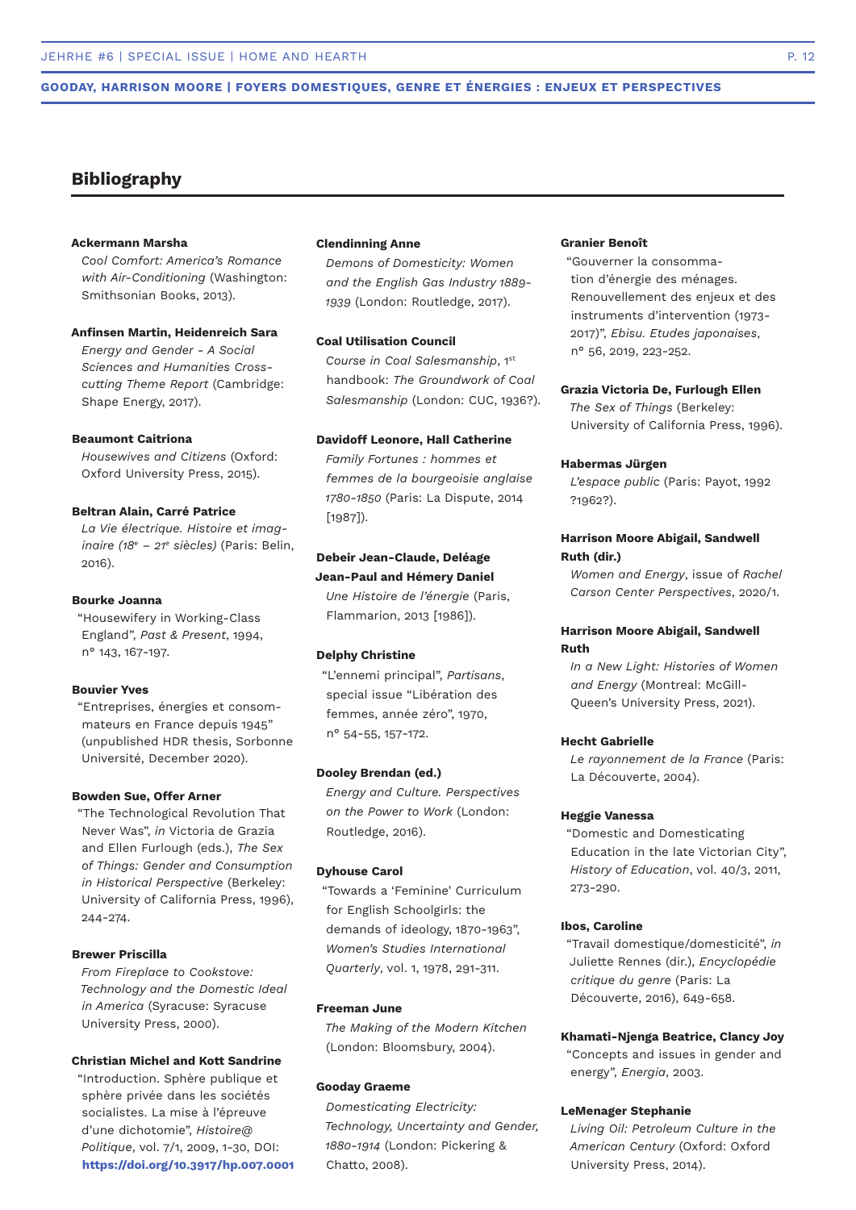## Bibliography

**Ackermann Marsha**
*Cool Comfort: America's Romance with Air-Conditioning* (Washington: Smithsonian Books, 2013).

**Anfinsen Martin, Heidenreich Sara**
*Energy and Gender - A Social Sciences and Humanities Cross-cutting Theme Report* (Cambridge: Shape Energy, 2017).

**Beaumont Caitriona**
*Housewives and Citizens* (Oxford: Oxford University Press, 2015).

**Beltran Alain, Carré Patrice**
*La Vie électrique. Histoire et imaginaire (18e – 21e siècles)* (Paris: Belin, 2016).

**Bourke Joanna**
"Housewifery in Working-Class England", *Past & Present*, 1994, n° 143, 167-197.

**Bouvier Yves**
"Entreprises, énergies et consommateurs en France depuis 1945" (unpublished HDR thesis, Sorbonne Université, December 2020).

**Bowden Sue, Offer Arner**
"The Technological Revolution That Never Was", *in* Victoria de Grazia and Ellen Furlough (eds.), *The Sex of Things: Gender and Consumption in Historical Perspective* (Berkeley: University of California Press, 1996), 244-274.

**Brewer Priscilla**
*From Fireplace to Cookstove: Technology and the Domestic Ideal in America* (Syracuse: Syracuse University Press, 2000).

**Christian Michel and Kott Sandrine**
"Introduction. Sphère publique et sphère privée dans les sociétés socialistes. La mise à l'épreuve d'une dichotomie", *Histoire@Politique*, vol. 7/1, 2009, 1-30, DOI: **https://doi.org/10.3917/hp.007.0001**

**Clendinning Anne**
*Demons of Domesticity: Women and the English Gas Industry 1889-1939* (London: Routledge, 2017).

**Coal Utilisation Council**
*Course in Coal Salesmanship*, 1st handbook: *The Groundwork of Coal Salesmanship* (London: CUC, 1936?).

**Davidoff Leonore, Hall Catherine**
*Family Fortunes : hommes et femmes de la bourgeoisie anglaise 1780-1850* (Paris: La Dispute, 2014 [1987]).

**Debeir Jean-Claude, Deléage Jean-Paul and Hémery Daniel**
*Une Histoire de l'énergie* (Paris, Flammarion, 2013 [1986]).

**Delphy Christine**
"L'ennemi principal", *Partisans*, special issue "Libération des femmes, année zéro", 1970, n° 54-55, 157-172.

**Dooley Brendan (ed.)**
*Energy and Culture. Perspectives on the Power to Work* (London: Routledge, 2016).

**Dyhouse Carol**
"Towards a 'Feminine' Curriculum for English Schoolgirls: the demands of ideology, 1870-1963", *Women's Studies International Quarterly*, vol. 1, 1978, 291-311.

**Freeman June**
*The Making of the Modern Kitchen* (London: Bloomsbury, 2004).

**Gooday Graeme**
*Domesticating Electricity: Technology, Uncertainty and Gender, 1880-1914* (London: Pickering & Chatto, 2008).

**Granier Benoît**
"Gouverner la consommation d'énergie des ménages. Renouvellement des enjeux et des instruments d'intervention (1973-2017)", *Ebisu. Etudes japonaises*, n° 56, 2019, 223-252.

**Grazia Victoria De, Furlough Ellen**
*The Sex of Things* (Berkeley: University of California Press, 1996).

**Habermas Jürgen**
*L'espace public* (Paris: Payot, 1992 ?1962?).

**Harrison Moore Abigail, Sandwell Ruth (dir.)**
*Women and Energy*, issue of *Rachel Carson Center Perspectives*, 2020/1.

**Harrison Moore Abigail, Sandwell Ruth**
*In a New Light: Histories of Women and Energy* (Montreal: McGill-Queen's University Press, 2021).

**Hecht Gabrielle**
*Le rayonnement de la France* (Paris: La Découverte, 2004).

**Heggie Vanessa**
"Domestic and Domesticating Education in the late Victorian City", *History of Education*, vol. 40/3, 2011, 273-290.

**Ibos, Caroline**
"Travail domestique/domesticité", *in* Juliette Rennes (dir.), *Encyclopédie critique du genre* (Paris: La Découverte, 2016), 649-658.

**Khamati-Njenga Beatrice, Clancy Joy**
"Concepts and issues in gender and energy", *Energia*, 2003.

**LeMenager Stephanie**
*Living Oil: Petroleum Culture in the American Century* (Oxford: Oxford University Press, 2014).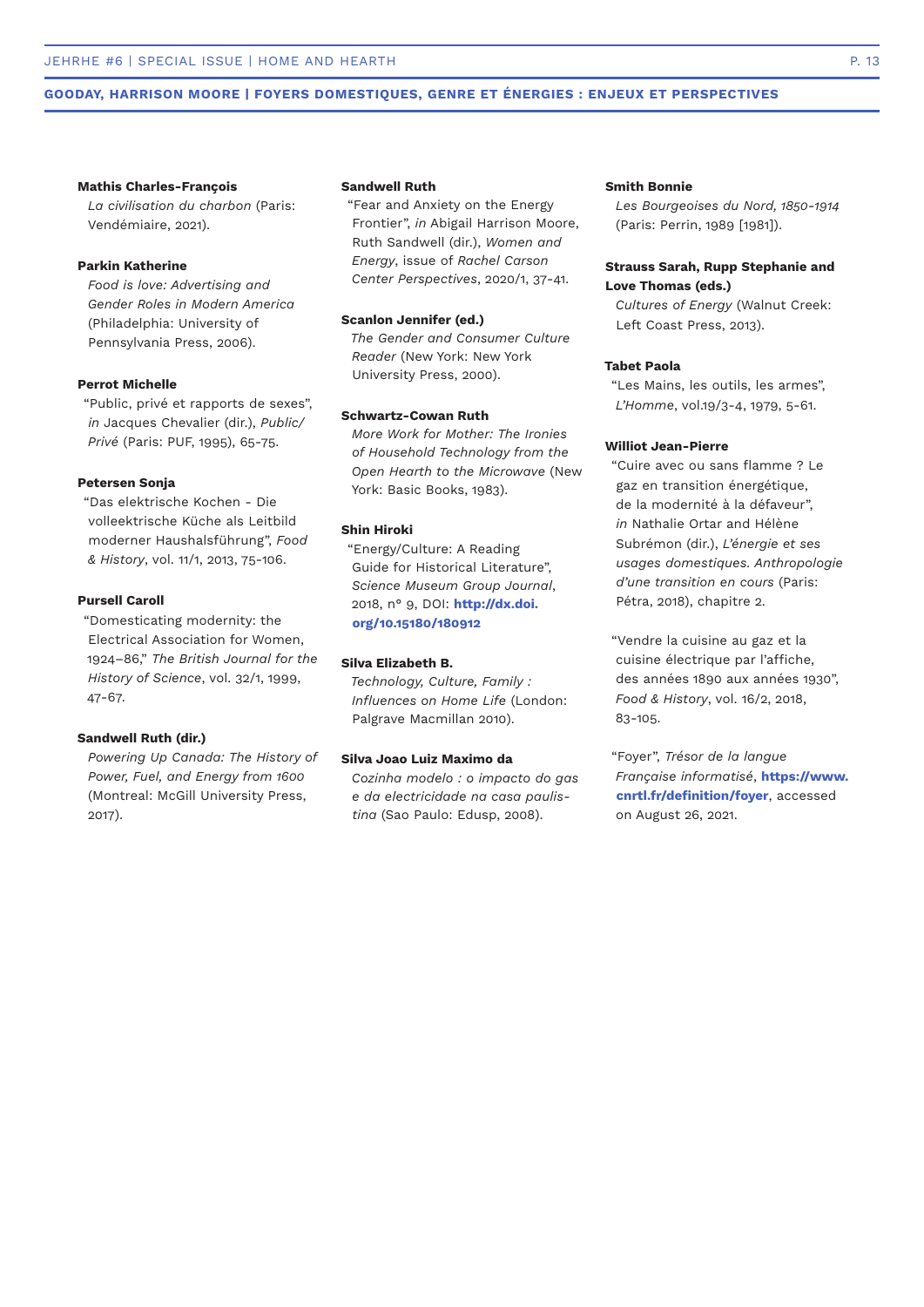**Mathis Charles-François**
*La civilisation du charbon* (Paris: Vendémiaire, 2021).

**Parkin Katherine**
*Food is love: Advertising and Gender Roles in Modern America* (Philadelphia: University of Pennsylvania Press, 2006).

**Perrot Michelle**
“Public, privé et rapports de sexes”, *in* Jacques Chevalier (dir.), *Public/Privé* (Paris: PUF, 1995), 65-75.

**Petersen Sonja**
“Das elektrische Kochen - Die volleektrische Küche als Leitbild moderner Haushalsführung”, *Food & History*, vol. 11/1, 2013, 75-106.

**Pursell Caroll**
“Domesticating modernity: the Electrical Association for Women, 1924–86,” *The British Journal for the History of Science*, vol. 32/1, 1999, 47-67.

**Sandwell Ruth (dir.)**
*Powering Up Canada: The History of Power, Fuel, and Energy from 1600* (Montreal: McGill University Press, 2017).

**Sandwell Ruth**
“Fear and Anxiety on the Energy Frontier”, *in* Abigail Harrison Moore, Ruth Sandwell (dir.), *Women and Energy*, issue of *Rachel Carson Center Perspectives*, 2020/1, 37-41.

**Scanlon Jennifer (ed.)**
*The Gender and Consumer Culture Reader* (New York: New York University Press, 2000).

**Schwartz-Cowan Ruth**
*More Work for Mother: The Ironies of Household Technology from the Open Hearth to the Microwave* (New York: Basic Books, 1983).

**Shin Hiroki**
“Energy/Culture: A Reading Guide for Historical Literature”, *Science Museum Group Journal*, 2018, n° 9, DOI: **http://dx.doi.org/10.15180/180912**

**Silva Elizabeth B.**
*Technology, Culture, Family : Influences on Home Life* (London: Palgrave Macmillan 2010).

**Silva Joao Luiz Maximo da**
*Cozinha modelo : o impacto do gas e da electricidade na casa paulistina* (Sao Paulo: Edusp, 2008).

**Smith Bonnie**
*Les Bourgeoises du Nord, 1850-1914* (Paris: Perrin, 1989 [1981]).

**Strauss Sarah, Rupp Stephanie and Love Thomas (eds.)**
*Cultures of Energy* (Walnut Creek: Left Coast Press, 2013).

**Tabet Paola**
“Les Mains, les outils, les armes”, *L'Homme*, vol.19/3-4, 1979, 5-61.

**Williot Jean-Pierre**
“Cuire avec ou sans flamme ? Le gaz en transition énergétique, de la modernité à la défaveur”, *in* Nathalie Ortar and Hélène Subrémon (dir.), *L'énergie et ses usages domestiques. Anthropologie d'une transition en cours* (Paris: Pétra, 2018), chapitre 2.

“Vendre la cuisine au gaz et la cuisine électrique par l'affiche, des années 1890 aux années 1930”, *Food & History*, vol. 16/2, 2018, 83-105.

“Foyer”, *Trésor de la langue Française informatisé*, **https://www.cnrtl.fr/definition/foyer**, accessed on August 26, 2021.